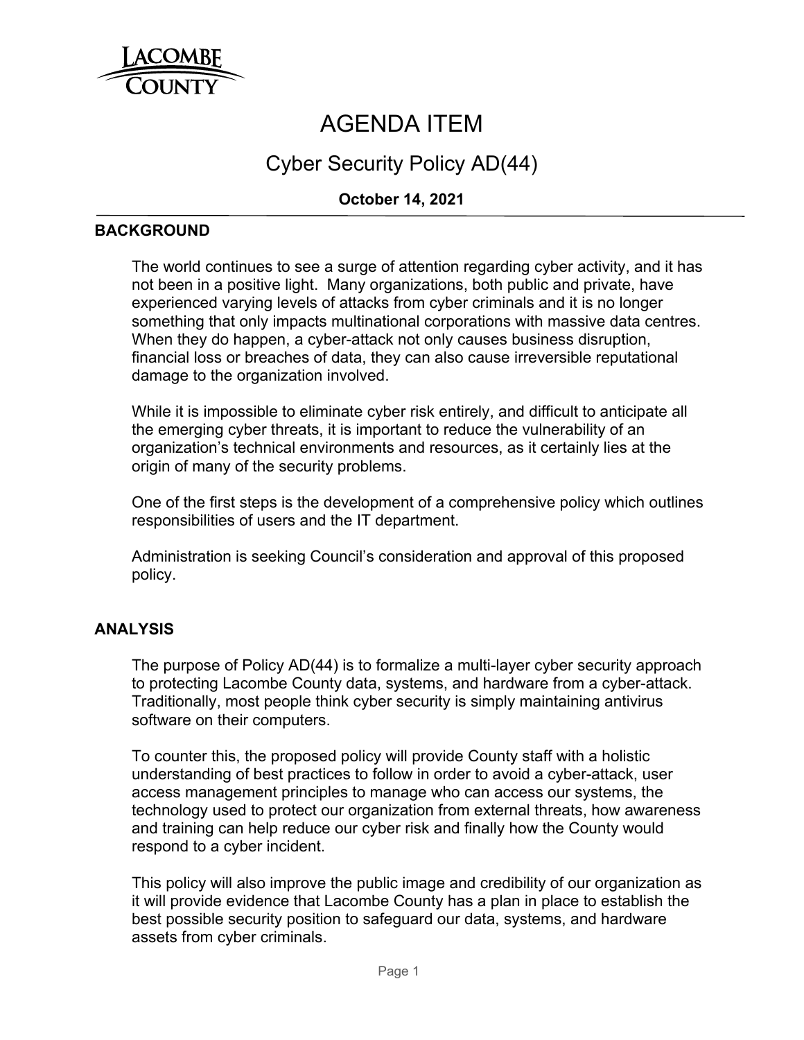# AGENDA ITEM

## Cyber Security Policy AD(44)

**October 14, 2021**

### BACKGROUND

The world continues to see a surge of attention regarding cyber activity, and it has not been in a positive light. Many organizations, both public and private, have experienced varying levels of attacks from cyber criminals and it is no longer something that only impacts multinational corporations with massive data centres. When they do happen, a cyber-attack not only causes business disruption, financial loss or breaches of data, they can also cause irreversible reputational damage to the organization involved.

While it is impossible to eliminate cyber risk entirely, and difficult to anticipate all the emerging cyber threats, it is important to reduce the vulnerability of an organization's technical environments and resources, as it certainly lies at the origin of many of the security problems.

One of the first steps is the development of a comprehensive policy which outlines responsibilities of users and the IT department.

Administration is seeking Council's consideration and approval of this proposed policy.

### ANALYSIS

The purpose of Policy AD(44) is to formalize a multi-layer cyber security approach to protecting Lacombe County data, systems, and hardware from a cyber-attack. Traditionally, most people think cyber security is simply maintaining antivirus software on their computers.

To counter this, the proposed policy will provide County staff with a holistic understanding of best practices to follow in order to avoid a cyber-attack, user access management principles to manage who can access our systems, the technology used to protect our organization from external threats, how awareness and training can help reduce our cyber risk and finally how the County would respond to a cyber incident.

This policy will also improve the public image and credibility of our organization as it will provide evidence that Lacombe County has a plan in place to establish the best possible security position to safeguard our data, systems, and hardware assets from cyber criminals.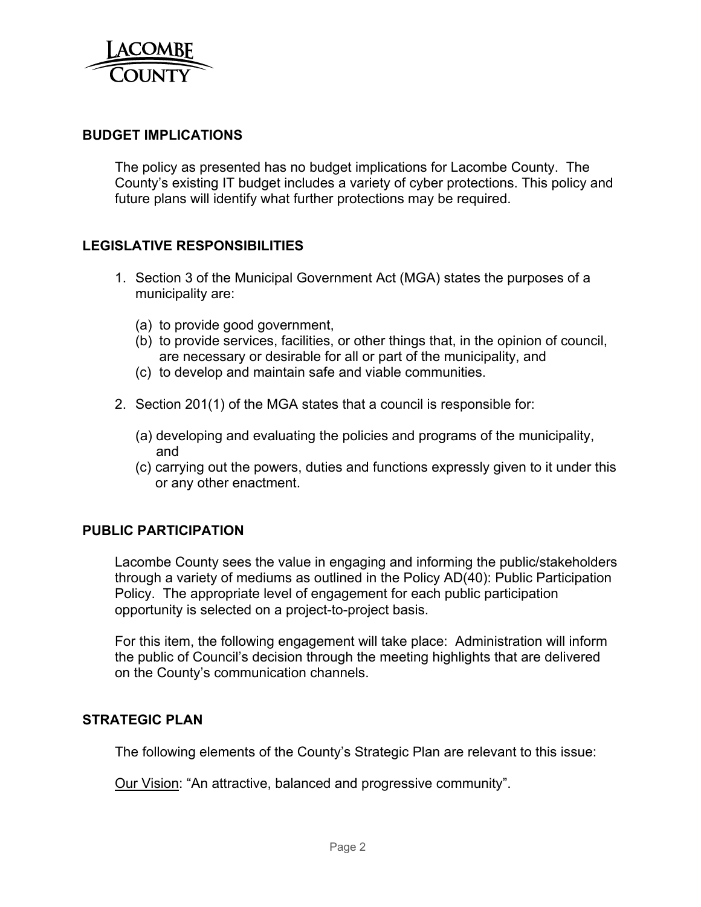## BUDGET IMPLICATIONS

The policy as presented has no budget implications for Lacombe County. The County's existing IT budget includes a variety of cyber protections. This policy and future plans will identify what further protections may be required.

## LEGISLATIVE RESPONSIBILITIES

1. Section 3 of the Municipal Government Act (MGA) states the purposes of a municipality are:

   (a) to provide good government,
   (b) to provide services, facilities, or other things that, in the opinion of council, are necessary or desirable for all or part of the municipality, and
   (c) to develop and maintain safe and viable communities.

2. Section 201(1) of the MGA states that a council is responsible for:

   (a) developing and evaluating the policies and programs of the municipality, and
   (c) carrying out the powers, duties and functions expressly given to it under this or any other enactment.

## PUBLIC PARTICIPATION

Lacombe County sees the value in engaging and informing the public/stakeholders through a variety of mediums as outlined in the Policy AD(40): Public Participation Policy. The appropriate level of engagement for each public participation opportunity is selected on a project-to-project basis.

For this item, the following engagement will take place: Administration will inform the public of Council's decision through the meeting highlights that are delivered on the County's communication channels.

## STRATEGIC PLAN

The following elements of the County's Strategic Plan are relevant to this issue:

Our Vision: "An attractive, balanced and progressive community".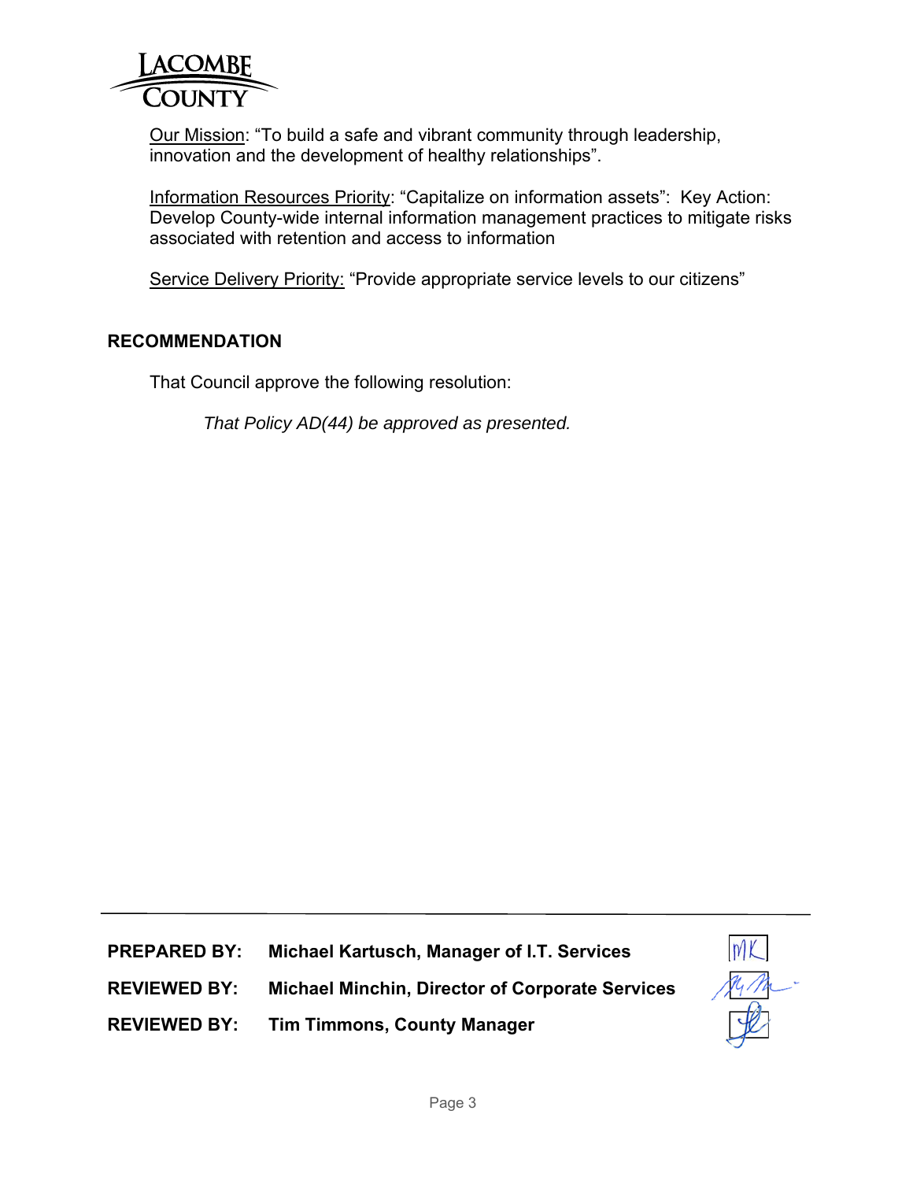LACOMBE COUNTY

Our Mission: "To build a safe and vibrant community through leadership, innovation and the development of healthy relationships".

Information Resources Priority: "Capitalize on information assets": Key Action: Develop County-wide internal information management practices to mitigate risks associated with retention and access to information

Service Delivery Priority: "Provide appropriate service levels to our citizens"

## RECOMMENDATION

That Council approve the following resolution:

*That Policy AD(44) be approved as presented.*

---

**PREPARED BY:** **Michael Kartusch, Manager of I.T. Services** MK

**REVIEWED BY:** **Michael Minchin, Director of Corporate Services**

**REVIEWED BY:** **Tim Timmons, County Manager**